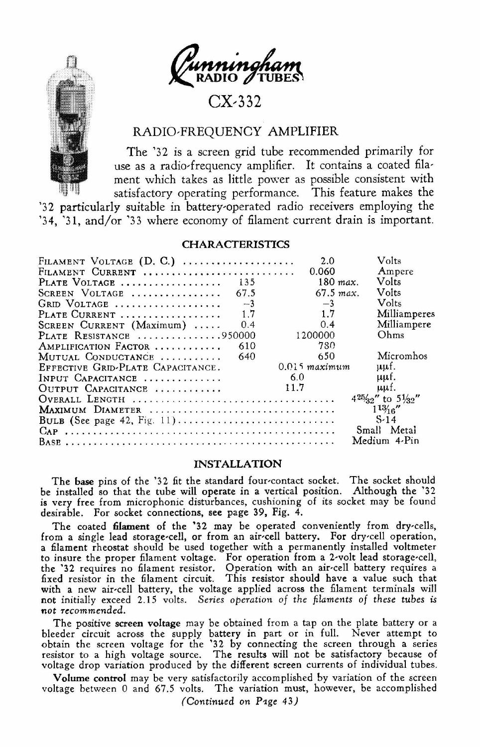# Cunningham RADIO TUBES

## CX-332

### RADIO-FREQUENCY AMPLIFIER

The '32 is a screen grid tube recommended primarily for use as a radio-frequency amplifier. It contains a coated filament which takes as little power as possible consistent with satisfactory operating performance. This feature makes the '32 particularly suitable in battery-operated radio receivers employing the '34, '31, and/or '33 where economy of filament current drain is important.

### CHARACTERISTICS

| | | | |
|---|---|---|---|
| Filament Voltage (D. C.) | | 2.0 | Volts |
| Filament Current | | 0.060 | Ampere |
| Plate Voltage | 135 | 180 *max.* | Volts |
| Screen Voltage | 67.5 | 67.5 *max.* | Volts |
| Grid Voltage | −3 | −3 | Volts |
| Plate Current | 1.7 | 1.7 | Milliamperes |
| Screen Current (Maximum) | 0.4 | 0.4 | Milliampere |
| Plate Resistance | 950000 | 1200000 | Ohms |
| Amplification Factor | 610 | 780 | |
| Mutual Conductance | 640 | 650 | Micromhos |
| Effective Grid-Plate Capacitance | | 0.015 *maximum* | μμf. |
| Input Capacitance | | 6.0 | μμf. |
| Output Capacitance | | 11.7 | μμf. |
| Overall Length | | | 4 25/32" to 5 1/32" |
| Maximum Diameter | | | 1 13/16" |
| Bulb (See page 42, Fig. 11) | | | S-14 |
| Cap | | | Small Metal |
| Base | | | Medium 4-Pin |

### INSTALLATION

The **base** pins of the '32 fit the standard four-contact socket. The socket should be installed so that the tube will operate in a vertical position. Although the '32 is very free from microphonic disturbances, cushioning of its socket may be found desirable. For socket connections, see page 39, Fig. 4.

The coated **filament** of the '32 may be operated conveniently from dry-cells, from a single lead storage-cell, or from an air-cell battery. For dry-cell operation, a filament rheostat should be used together with a permanently installed voltmeter to insure the proper filament voltage. For operation from a 2-volt lead storage-cell, the '32 requires no filament resistor. Operation with an air-cell battery requires a fixed resistor in the filament circuit. This resistor should have a value such that with a new air-cell battery, the voltage applied across the filament terminals will not initially exceed 2.15 volts. *Series operation of the filaments of these tubes is not recommended.*

The positive **screen voltage** may be obtained from a tap on the plate battery or a bleeder circuit across the supply battery in part or in full. Never attempt to obtain the screen voltage for the '32 by connecting the screen through a series resistor to a high voltage source. The results will not be satisfactory because of voltage drop variation produced by the different screen currents of individual tubes.

**Volume control** may be very satisfactorily accomplished by variation of the screen voltage between 0 and 67.5 volts. The variation must, however, be accomplished

*(Continued on Page 43)*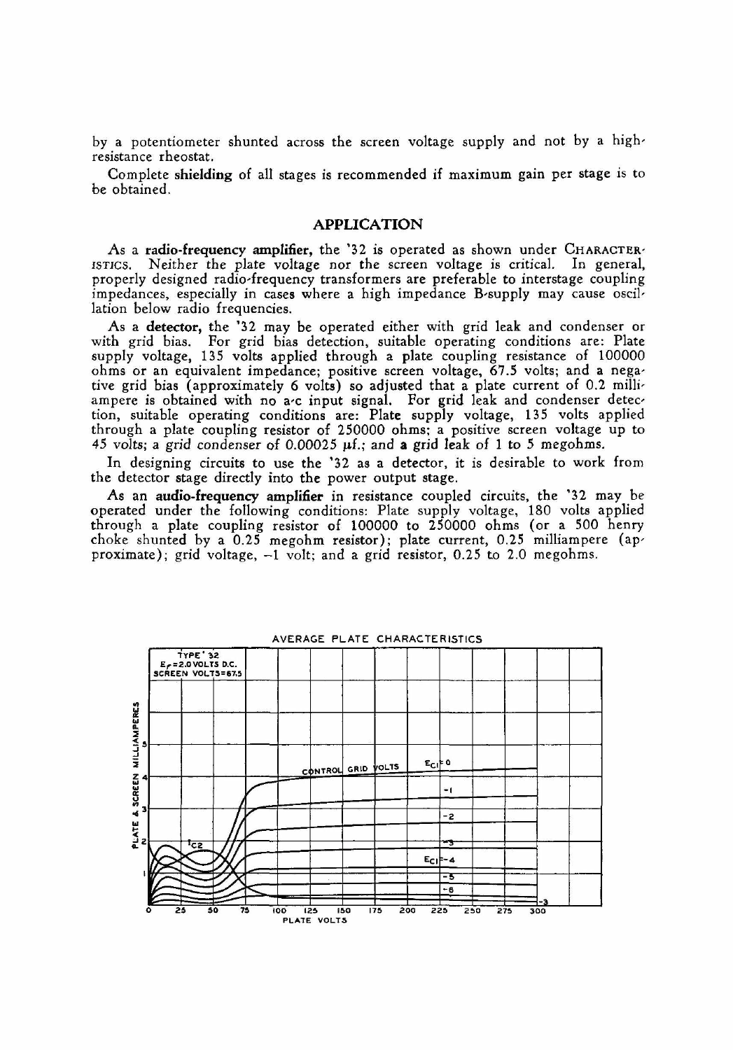by a potentiometer shunted across the screen voltage supply and not by a high-resistance rheostat.

Complete **shielding** of all stages is recommended if maximum gain per stage is to be obtained.

## APPLICATION

As a **radio-frequency amplifier**, the '32 is operated as shown under CHARACTERISTICS. Neither the plate voltage nor the screen voltage is critical. In general, properly designed radio-frequency transformers are preferable to interstage coupling impedances, especially in cases where a high impedance B-supply may cause oscillation below radio frequencies.

As a **detector**, the '32 may be operated either with grid leak and condenser or with grid bias. For grid bias detection, suitable operating conditions are: Plate supply voltage, 135 volts applied through a plate coupling resistance of 100000 ohms or an equivalent impedance; positive screen voltage, 67.5 volts; and a negative grid bias (approximately 6 volts) so adjusted that a plate current of 0.2 milliampere is obtained with no a-c input signal. For grid leak and condenser detection, suitable operating conditions are: Plate supply voltage, 135 volts applied through a plate coupling resistor of 250000 ohms; a positive screen voltage up to 45 volts; a grid condenser of 0.00025 μf.; and a grid leak of 1 to 5 megohms.

In designing circuits to use the '32 as a detector, it is desirable to work from the detector stage directly into the power output stage.

As an **audio-frequency amplifier** in resistance coupled circuits, the '32 may be operated under the following conditions: Plate supply voltage, 180 volts applied through a plate coupling resistor of 100000 to 250000 ohms (or a 500 henry choke shunted by a 0.25 megohm resistor); plate current, 0.25 milliampere (approximate); grid voltage, −1 volt; and a grid resistor, 0.25 to 2.0 megohms.

AVERAGE PLATE CHARACTERISTICS

TYPE '32
$E_f$=2.0 VOLTS D.C.
SCREEN VOLTS=67.5

CONTROL GRID VOLTS
$E_{C1}$=0
-1
-2
-3
$E_{C1}$=-4
-5
-6
-3
$I_{C2}$

PLATE & SCREEN MILLIAMPERES
1 2 3 4 5

0 25 50 75 100 125 150 175 200 225 250 275 300
PLATE VOLTS